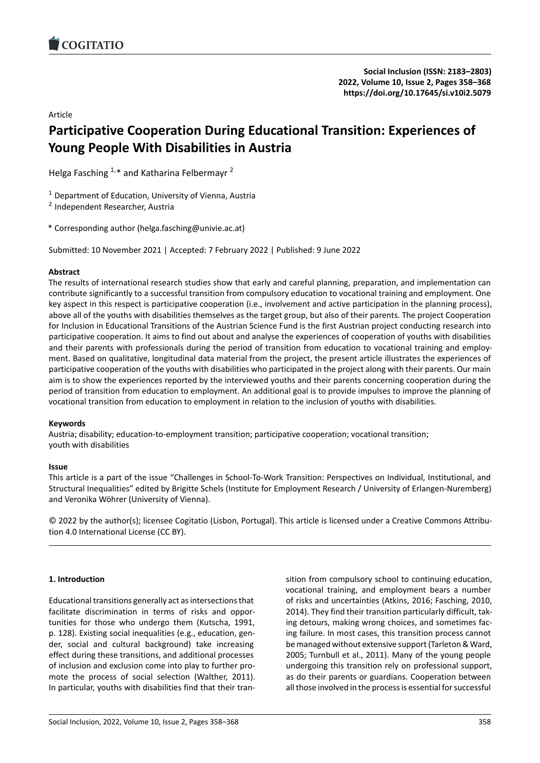Article

# Participative Cooperation During Educational Transition: Experiences of Young People With Disabilities in Austria

Helga Fasching [1,*] and Katharina Felbermayr [2]

[1] Department of Education, University of Vienna, Austria

[2] Independent Researcher, Austria

* Corresponding author (helga.fasching@univie.ac.at)

Submitted: 10 November 2021 | Accepted: 7 February 2022 | Published: 9 June 2022

## Abstract

The results of international research studies show that early and careful planning, preparation, and implementation can contribute significantly to a successful transition from compulsory education to vocational training and employment. One key aspect in this respect is participative cooperation (i.e., involvement and active participation in the planning process), above all of the youths with disabilities themselves as the target group, but also of their parents. The project Cooperation for Inclusion in Educational Transitions of the Austrian Science Fund is the first Austrian project conducting research into participative cooperation. It aims to find out about and analyse the experiences of cooperation of youths with disabilities and their parents with professionals during the period of transition from education to vocational training and employment. Based on qualitative, longitudinal data material from the project, the present article illustrates the experiences of participative cooperation of the youths with disabilities who participated in the project along with their parents. Our main aim is to show the experiences reported by the interviewed youths and their parents concerning cooperation during the period of transition from education to employment. An additional goal is to provide impulses to improve the planning of vocational transition from education to employment in relation to the inclusion of youths with disabilities.

## Keywords

Austria; disability; education-to-employment transition; participative cooperation; vocational transition; youth with disabilities

## Issue

This article is a part of the issue "Challenges in School-To-Work Transition: Perspectives on Individual, Institutional, and Structural Inequalities" edited by Brigitte Schels (Institute for Employment Research / University of Erlangen-Nuremberg) and Veronika Wöhrer (University of Vienna).

© 2022 by the author(s); licensee Cogitatio (Lisbon, Portugal). This article is licensed under a Creative Commons Attribution 4.0 International License (CC BY).

## 1. Introduction

Educational transitions generally act as intersections that facilitate discrimination in terms of risks and opportunities for those who undergo them (Kutscha, 1991, p. 128). Existing social inequalities (e.g., education, gender, social and cultural background) take increasing effect during these transitions, and additional processes of inclusion and exclusion come into play to further promote the process of social selection (Walther, 2011). In particular, youths with disabilities find that their transition from compulsory school to continuing education, vocational training, and employment bears a number of risks and uncertainties (Atkins, 2016; Fasching, 2010, 2014). They find their transition particularly difficult, taking detours, making wrong choices, and sometimes facing failure. In most cases, this transition process cannot be managed without extensive support (Tarleton & Ward, 2005; Turnbull et al., 2011). Many of the young people undergoing this transition rely on professional support, as do their parents or guardians. Cooperation between all those involved in the process is essential for successful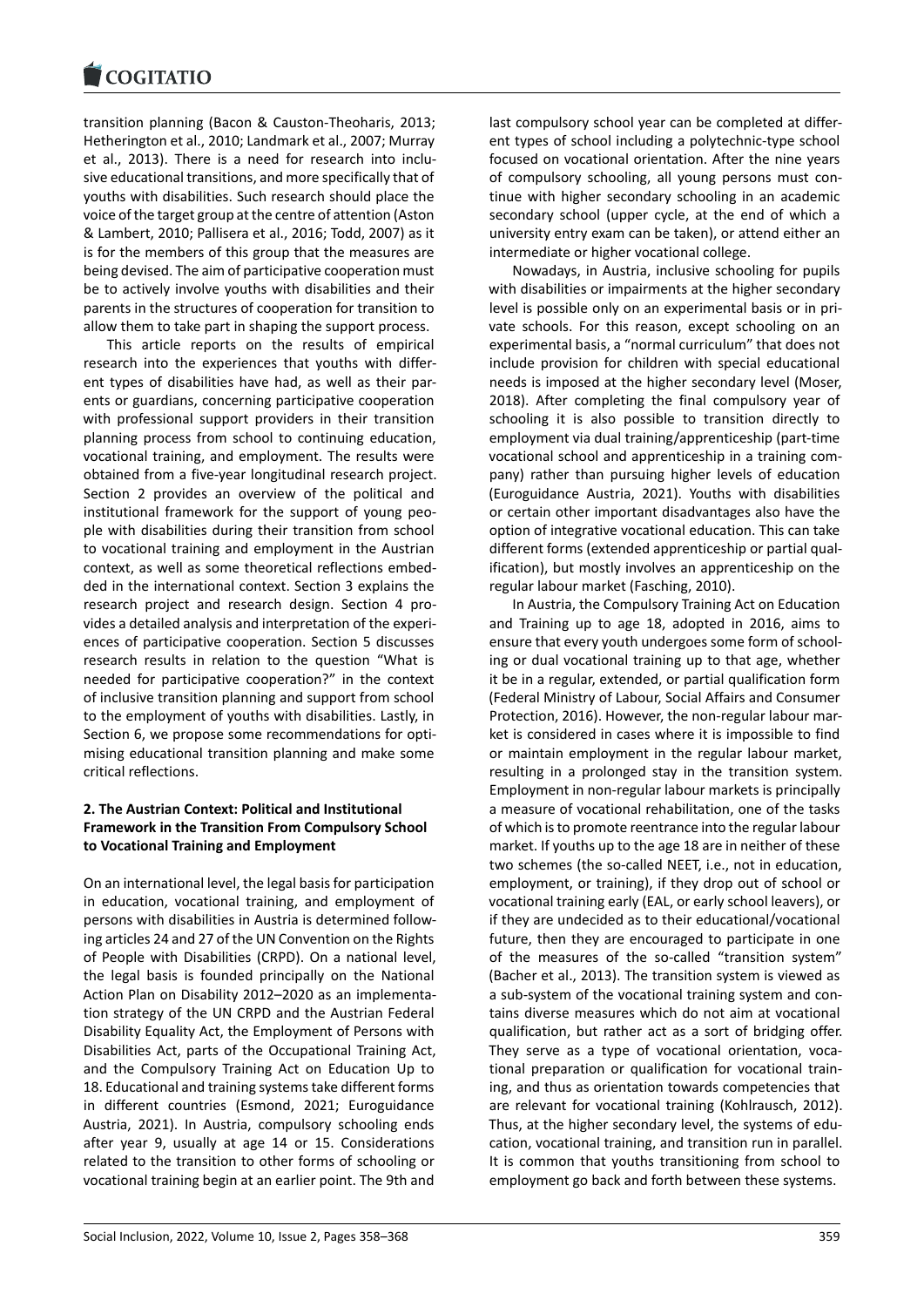transition planning (Bacon & Causton-Theoharis, 2013; Hetherington et al., 2010; Landmark et al., 2007; Murray et al., 2013). There is a need for research into inclusive educational transitions, and more specifically that of youths with disabilities. Such research should place the voice of the target group at the centre of attention (Aston & Lambert, 2010; Pallisera et al., 2016; Todd, 2007) as it is for the members of this group that the measures are being devised. The aim of participative cooperation must be to actively involve youths with disabilities and their parents in the structures of cooperation for transition to allow them to take part in shaping the support process.

This article reports on the results of empirical research into the experiences that youths with different types of disabilities have had, as well as their parents or guardians, concerning participative cooperation with professional support providers in their transition planning process from school to continuing education, vocational training, and employment. The results were obtained from a five-year longitudinal research project. Section 2 provides an overview of the political and institutional framework for the support of young people with disabilities during their transition from school to vocational training and employment in the Austrian context, as well as some theoretical reflections embedded in the international context. Section 3 explains the research project and research design. Section 4 provides a detailed analysis and interpretation of the experiences of participative cooperation. Section 5 discusses research results in relation to the question "What is needed for participative cooperation?" in the context of inclusive transition planning and support from school to the employment of youths with disabilities. Lastly, in Section 6, we propose some recommendations for optimising educational transition planning and make some critical reflections.

## 2. The Austrian Context: Political and Institutional Framework in the Transition From Compulsory School to Vocational Training and Employment

On an international level, the legal basis for participation in education, vocational training, and employment of persons with disabilities in Austria is determined following articles 24 and 27 of the UN Convention on the Rights of People with Disabilities (CRPD). On a national level, the legal basis is founded principally on the National Action Plan on Disability 2012–2020 as an implementation strategy of the UN CRPD and the Austrian Federal Disability Equality Act, the Employment of Persons with Disabilities Act, parts of the Occupational Training Act, and the Compulsory Training Act on Education Up to 18. Educational and training systems take different forms in different countries (Esmond, 2021; Euroguidance Austria, 2021). In Austria, compulsory schooling ends after year 9, usually at age 14 or 15. Considerations related to the transition to other forms of schooling or vocational training begin at an earlier point. The 9th and last compulsory school year can be completed at different types of school including a polytechnic-type school focused on vocational orientation. After the nine years of compulsory schooling, all young persons must continue with higher secondary schooling in an academic secondary school (upper cycle, at the end of which a university entry exam can be taken), or attend either an intermediate or higher vocational college.

Nowadays, in Austria, inclusive schooling for pupils with disabilities or impairments at the higher secondary level is possible only on an experimental basis or in private schools. For this reason, except schooling on an experimental basis, a "normal curriculum" that does not include provision for children with special educational needs is imposed at the higher secondary level (Moser, 2018). After completing the final compulsory year of schooling it is also possible to transition directly to employment via dual training/apprenticeship (part-time vocational school and apprenticeship in a training company) rather than pursuing higher levels of education (Euroguidance Austria, 2021). Youths with disabilities or certain other important disadvantages also have the option of integrative vocational education. This can take different forms (extended apprenticeship or partial qualification), but mostly involves an apprenticeship on the regular labour market (Fasching, 2010).

In Austria, the Compulsory Training Act on Education and Training up to age 18, adopted in 2016, aims to ensure that every youth undergoes some form of schooling or dual vocational training up to that age, whether it be in a regular, extended, or partial qualification form (Federal Ministry of Labour, Social Affairs and Consumer Protection, 2016). However, the non-regular labour market is considered in cases where it is impossible to find or maintain employment in the regular labour market, resulting in a prolonged stay in the transition system. Employment in non-regular labour markets is principally a measure of vocational rehabilitation, one of the tasks of which is to promote reentrance into the regular labour market. If youths up to the age 18 are in neither of these two schemes (the so-called NEET, i.e., not in education, employment, or training), if they drop out of school or vocational training early (EAL, or early school leavers), or if they are undecided as to their educational/vocational future, then they are encouraged to participate in one of the measures of the so-called "transition system" (Bacher et al., 2013). The transition system is viewed as a sub-system of the vocational training system and contains diverse measures which do not aim at vocational qualification, but rather act as a sort of bridging offer. They serve as a type of vocational orientation, vocational preparation or qualification for vocational training, and thus as orientation towards competencies that are relevant for vocational training (Kohlrausch, 2012). Thus, at the higher secondary level, the systems of education, vocational training, and transition run in parallel. It is common that youths transitioning from school to employment go back and forth between these systems.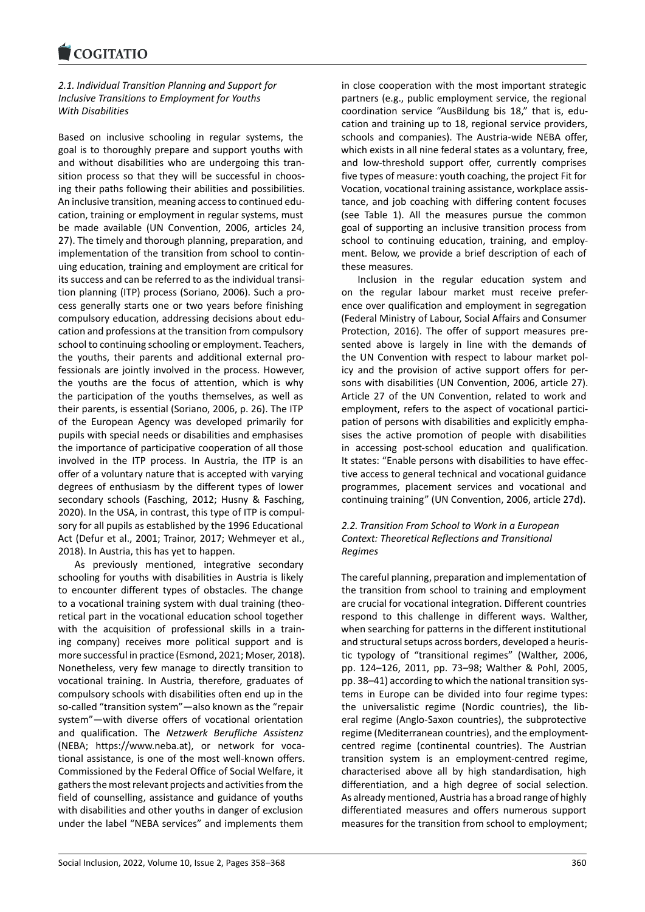### 2.1. Individual Transition Planning and Support for Inclusive Transitions to Employment for Youths With Disabilities

Based on inclusive schooling in regular systems, the goal is to thoroughly prepare and support youths with and without disabilities who are undergoing this transition process so that they will be successful in choosing their paths following their abilities and possibilities. An inclusive transition, meaning access to continued education, training or employment in regular systems, must be made available (UN Convention, 2006, articles 24, 27). The timely and thorough planning, preparation, and implementation of the transition from school to continuing education, training and employment are critical for its success and can be referred to as the individual transition planning (ITP) process (Soriano, 2006). Such a process generally starts one or two years before finishing compulsory education, addressing decisions about education and professions at the transition from compulsory school to continuing schooling or employment. Teachers, the youths, their parents and additional external professionals are jointly involved in the process. However, the youths are the focus of attention, which is why the participation of the youths themselves, as well as their parents, is essential (Soriano, 2006, p. 26). The ITP of the European Agency was developed primarily for pupils with special needs or disabilities and emphasises the importance of participative cooperation of all those involved in the ITP process. In Austria, the ITP is an offer of a voluntary nature that is accepted with varying degrees of enthusiasm by the different types of lower secondary schools (Fasching, 2012; Husny & Fasching, 2020). In the USA, in contrast, this type of ITP is compulsory for all pupils as established by the 1996 Educational Act (Defur et al., 2001; Trainor, 2017; Wehmeyer et al., 2018). In Austria, this has yet to happen.

As previously mentioned, integrative secondary schooling for youths with disabilities in Austria is likely to encounter different types of obstacles. The change to a vocational training system with dual training (theoretical part in the vocational education school together with the acquisition of professional skills in a training company) receives more political support and is more successful in practice (Esmond, 2021; Moser, 2018). Nonetheless, very few manage to directly transition to vocational training. In Austria, therefore, graduates of compulsory schools with disabilities often end up in the so-called "transition system"—also known as the "repair system"—with diverse offers of vocational orientation and qualification. The *Netzwerk Berufliche Assistenz* (NEBA; https://www.neba.at), or network for vocational assistance, is one of the most well-known offers. Commissioned by the Federal Office of Social Welfare, it gathers the most relevant projects and activities from the field of counselling, assistance and guidance of youths with disabilities and other youths in danger of exclusion under the label "NEBA services" and implements them in close cooperation with the most important strategic partners (e.g., public employment service, the regional coordination service "AusBildung bis 18," that is, education and training up to 18, regional service providers, schools and companies). The Austria-wide NEBA offer, which exists in all nine federal states as a voluntary, free, and low-threshold support offer, currently comprises five types of measure: youth coaching, the project Fit for Vocation, vocational training assistance, workplace assistance, and job coaching with differing content focuses (see Table 1). All the measures pursue the common goal of supporting an inclusive transition process from school to continuing education, training, and employment. Below, we provide a brief description of each of these measures.

Inclusion in the regular education system and on the regular labour market must receive preference over qualification and employment in segregation (Federal Ministry of Labour, Social Affairs and Consumer Protection, 2016). The offer of support measures presented above is largely in line with the demands of the UN Convention with respect to labour market policy and the provision of active support offers for persons with disabilities (UN Convention, 2006, article 27). Article 27 of the UN Convention, related to work and employment, refers to the aspect of vocational participation of persons with disabilities and explicitly emphasises the active promotion of people with disabilities in accessing post-school education and qualification. It states: "Enable persons with disabilities to have effective access to general technical and vocational guidance programmes, placement services and vocational and continuing training" (UN Convention, 2006, article 27d).

### 2.2. Transition From School to Work in a European Context: Theoretical Reflections and Transitional Regimes

The careful planning, preparation and implementation of the transition from school to training and employment are crucial for vocational integration. Different countries respond to this challenge in different ways. Walther, when searching for patterns in the different institutional and structural setups across borders, developed a heuristic typology of "transitional regimes" (Walther, 2006, pp. 124–126, 2011, pp. 73–98; Walther & Pohl, 2005, pp. 38–41) according to which the national transition systems in Europe can be divided into four regime types: the universalistic regime (Nordic countries), the liberal regime (Anglo-Saxon countries), the subprotective regime (Mediterranean countries), and the employment-centred regime (continental countries). The Austrian transition system is an employment-centred regime, characterised above all by high standardisation, high differentiation, and a high degree of social selection. As already mentioned, Austria has a broad range of highly differentiated measures and offers numerous support measures for the transition from school to employment;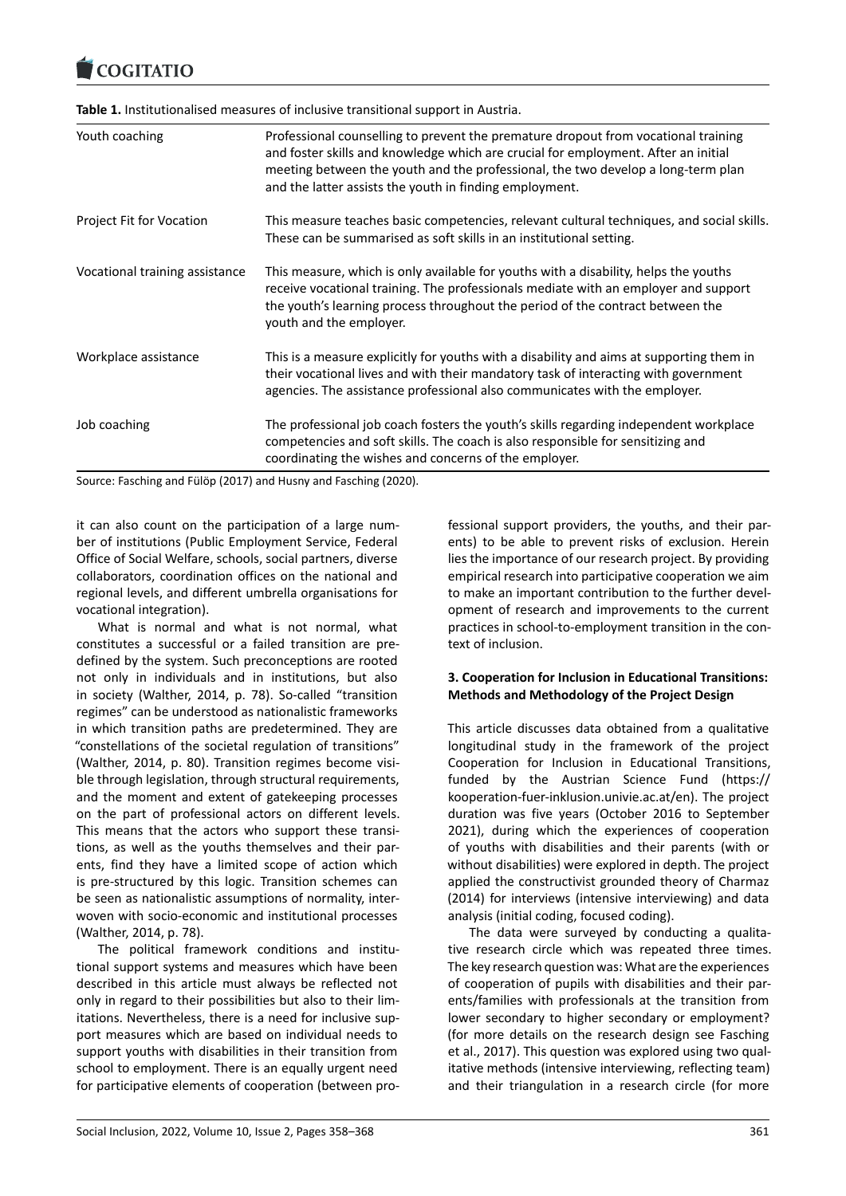**Table 1.** Institutionalised measures of inclusive transitional support in Austria.

| | |
|---|---|
| Youth coaching | Professional counselling to prevent the premature dropout from vocational training and foster skills and knowledge which are crucial for employment. After an initial meeting between the youth and the professional, the two develop a long-term plan and the latter assists the youth in finding employment. |
| Project Fit for Vocation | This measure teaches basic competencies, relevant cultural techniques, and social skills. These can be summarised as soft skills in an institutional setting. |
| Vocational training assistance | This measure, which is only available for youths with a disability, helps the youths receive vocational training. The professionals mediate with an employer and support the youth's learning process throughout the period of the contract between the youth and the employer. |
| Workplace assistance | This is a measure explicitly for youths with a disability and aims at supporting them in their vocational lives and with their mandatory task of interacting with government agencies. The assistance professional also communicates with the employer. |
| Job coaching | The professional job coach fosters the youth's skills regarding independent workplace competencies and soft skills. The coach is also responsible for sensitizing and coordinating the wishes and concerns of the employer. |

Source: Fasching and Fülöp (2017) and Husny and Fasching (2020).

it can also count on the participation of a large number of institutions (Public Employment Service, Federal Office of Social Welfare, schools, social partners, diverse collaborators, coordination offices on the national and regional levels, and different umbrella organisations for vocational integration).

What is normal and what is not normal, what constitutes a successful or a failed transition are predefined by the system. Such preconceptions are rooted not only in individuals and in institutions, but also in society (Walther, 2014, p. 78). So-called "transition regimes" can be understood as nationalistic frameworks in which transition paths are predetermined. They are "constellations of the societal regulation of transitions" (Walther, 2014, p. 80). Transition regimes become visible through legislation, through structural requirements, and the moment and extent of gatekeeping processes on the part of professional actors on different levels. This means that the actors who support these transitions, as well as the youths themselves and their parents, find they have a limited scope of action which is pre-structured by this logic. Transition schemes can be seen as nationalistic assumptions of normality, interwoven with socio-economic and institutional processes (Walther, 2014, p. 78).

The political framework conditions and institutional support systems and measures which have been described in this article must always be reflected not only in regard to their possibilities but also to their limitations. Nevertheless, there is a need for inclusive support measures which are based on individual needs to support youths with disabilities in their transition from school to employment. There is an equally urgent need for participative elements of cooperation (between professional support providers, the youths, and their parents) to be able to prevent risks of exclusion. Herein lies the importance of our research project. By providing empirical research into participative cooperation we aim to make an important contribution to the further development of research and improvements to the current practices in school-to-employment transition in the context of inclusion.

## 3. Cooperation for Inclusion in Educational Transitions: Methods and Methodology of the Project Design

This article discusses data obtained from a qualitative longitudinal study in the framework of the project Cooperation for Inclusion in Educational Transitions, funded by the Austrian Science Fund (https://kooperation-fuer-inklusion.univie.ac.at/en). The project duration was five years (October 2016 to September 2021), during which the experiences of cooperation of youths with disabilities and their parents (with or without disabilities) were explored in depth. The project applied the constructivist grounded theory of Charmaz (2014) for interviews (intensive interviewing) and data analysis (initial coding, focused coding).

The data were surveyed by conducting a qualitative research circle which was repeated three times. The key research question was: What are the experiences of cooperation of pupils with disabilities and their parents/families with professionals at the transition from lower secondary to higher secondary or employment? (for more details on the research design see Fasching et al., 2017). This question was explored using two qualitative methods (intensive interviewing, reflecting team) and their triangulation in a research circle (for more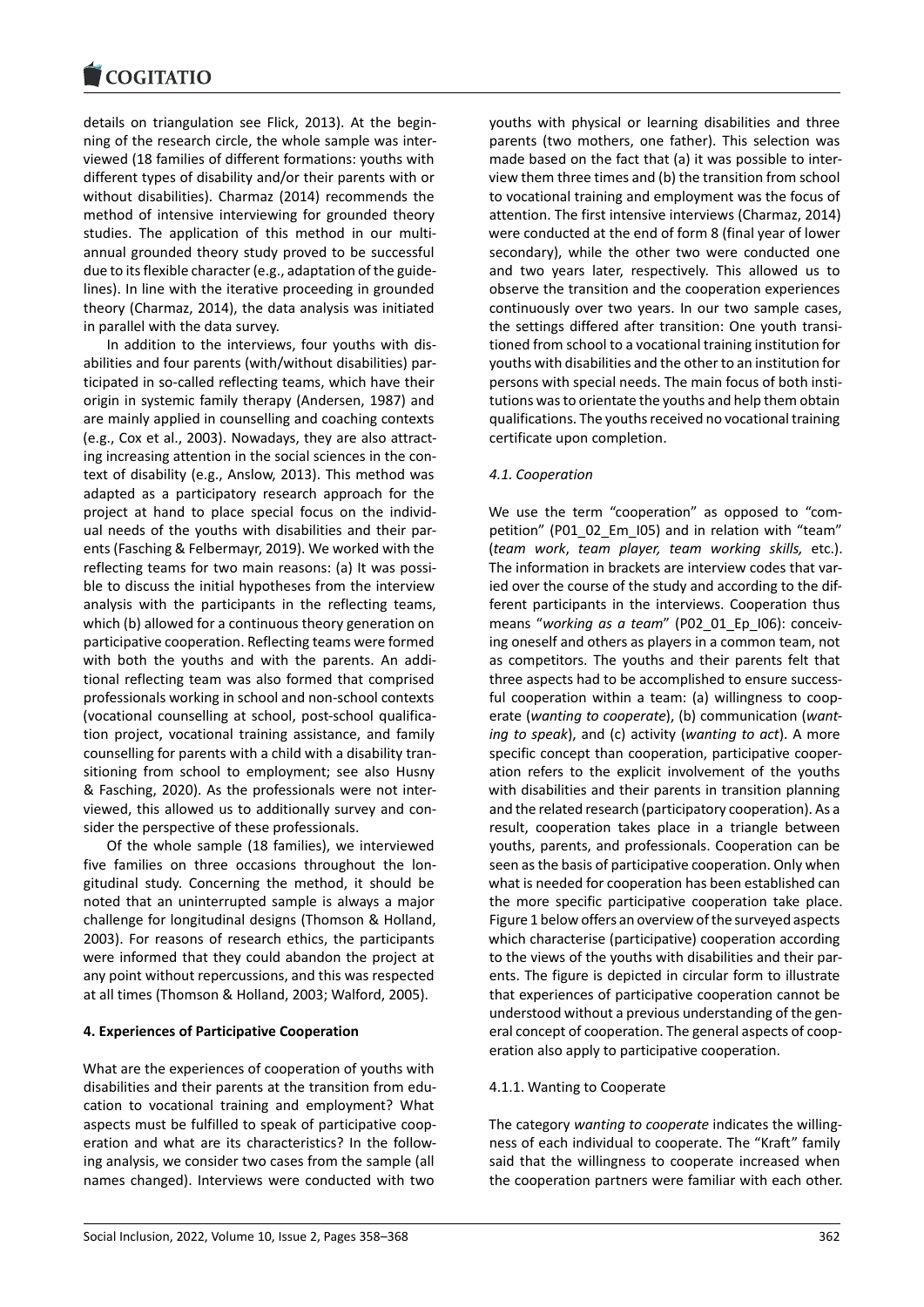details on triangulation see Flick, 2013). At the beginning of the research circle, the whole sample was interviewed (18 families of different formations: youths with different types of disability and/or their parents with or without disabilities). Charmaz (2014) recommends the method of intensive interviewing for grounded theory studies. The application of this method in our multi-annual grounded theory study proved to be successful due to its flexible character (e.g., adaptation of the guidelines). In line with the iterative proceeding in grounded theory (Charmaz, 2014), the data analysis was initiated in parallel with the data survey.

In addition to the interviews, four youths with disabilities and four parents (with/without disabilities) participated in so-called reflecting teams, which have their origin in systemic family therapy (Andersen, 1987) and are mainly applied in counselling and coaching contexts (e.g., Cox et al., 2003). Nowadays, they are also attracting increasing attention in the social sciences in the context of disability (e.g., Anslow, 2013). This method was adapted as a participatory research approach for the project at hand to place special focus on the individual needs of the youths with disabilities and their parents (Fasching & Felbermayr, 2019). We worked with the reflecting teams for two main reasons: (a) It was possible to discuss the initial hypotheses from the interview analysis with the participants in the reflecting teams, which (b) allowed for a continuous theory generation on participative cooperation. Reflecting teams were formed with both the youths and with the parents. An additional reflecting team was also formed that comprised professionals working in school and non-school contexts (vocational counselling at school, post-school qualification project, vocational training assistance, and family counselling for parents with a child with a disability transitioning from school to employment; see also Husny & Fasching, 2020). As the professionals were not interviewed, this allowed us to additionally survey and consider the perspective of these professionals.

Of the whole sample (18 families), we interviewed five families on three occasions throughout the longitudinal study. Concerning the method, it should be noted that an uninterrupted sample is always a major challenge for longitudinal designs (Thomson & Holland, 2003). For reasons of research ethics, the participants were informed that they could abandon the project at any point without repercussions, and this was respected at all times (Thomson & Holland, 2003; Walford, 2005).

## 4. Experiences of Participative Cooperation

What are the experiences of cooperation of youths with disabilities and their parents at the transition from education to vocational training and employment? What aspects must be fulfilled to speak of participative cooperation and what are its characteristics? In the following analysis, we consider two cases from the sample (all names changed). Interviews were conducted with two youths with physical or learning disabilities and three parents (two mothers, one father). This selection was made based on the fact that (a) it was possible to interview them three times and (b) the transition from school to vocational training and employment was the focus of attention. The first intensive interviews (Charmaz, 2014) were conducted at the end of form 8 (final year of lower secondary), while the other two were conducted one and two years later, respectively. This allowed us to observe the transition and the cooperation experiences continuously over two years. In our two sample cases, the settings differed after transition: One youth transitioned from school to a vocational training institution for youths with disabilities and the other to an institution for persons with special needs. The main focus of both institutions was to orientate the youths and help them obtain qualifications. The youths received no vocational training certificate upon completion.

### 4.1. Cooperation

We use the term "cooperation" as opposed to "competition" (P01_02_Em_I05) and in relation with "team" (*team work*, *team player, team working skills,* etc.). The information in brackets are interview codes that varied over the course of the study and according to the different participants in the interviews. Cooperation thus means "*working as a team*" (P02_01_Ep_I06): conceiving oneself and others as players in a common team, not as competitors. The youths and their parents felt that three aspects had to be accomplished to ensure successful cooperation within a team: (a) willingness to cooperate (*wanting to cooperate*), (b) communication (*wanting to speak*), and (c) activity (*wanting to act*). A more specific concept than cooperation, participative cooperation refers to the explicit involvement of the youths with disabilities and their parents in transition planning and the related research (participatory cooperation). As a result, cooperation takes place in a triangle between youths, parents, and professionals. Cooperation can be seen as the basis of participative cooperation. Only when what is needed for cooperation has been established can the more specific participative cooperation take place. Figure 1 below offers an overview of the surveyed aspects which characterise (participative) cooperation according to the views of the youths with disabilities and their parents. The figure is depicted in circular form to illustrate that experiences of participative cooperation cannot be understood without a previous understanding of the general concept of cooperation. The general aspects of cooperation also apply to participative cooperation.

#### 4.1.1. Wanting to Cooperate

The category *wanting to cooperate* indicates the willingness of each individual to cooperate. The "Kraft" family said that the willingness to cooperate increased when the cooperation partners were familiar with each other.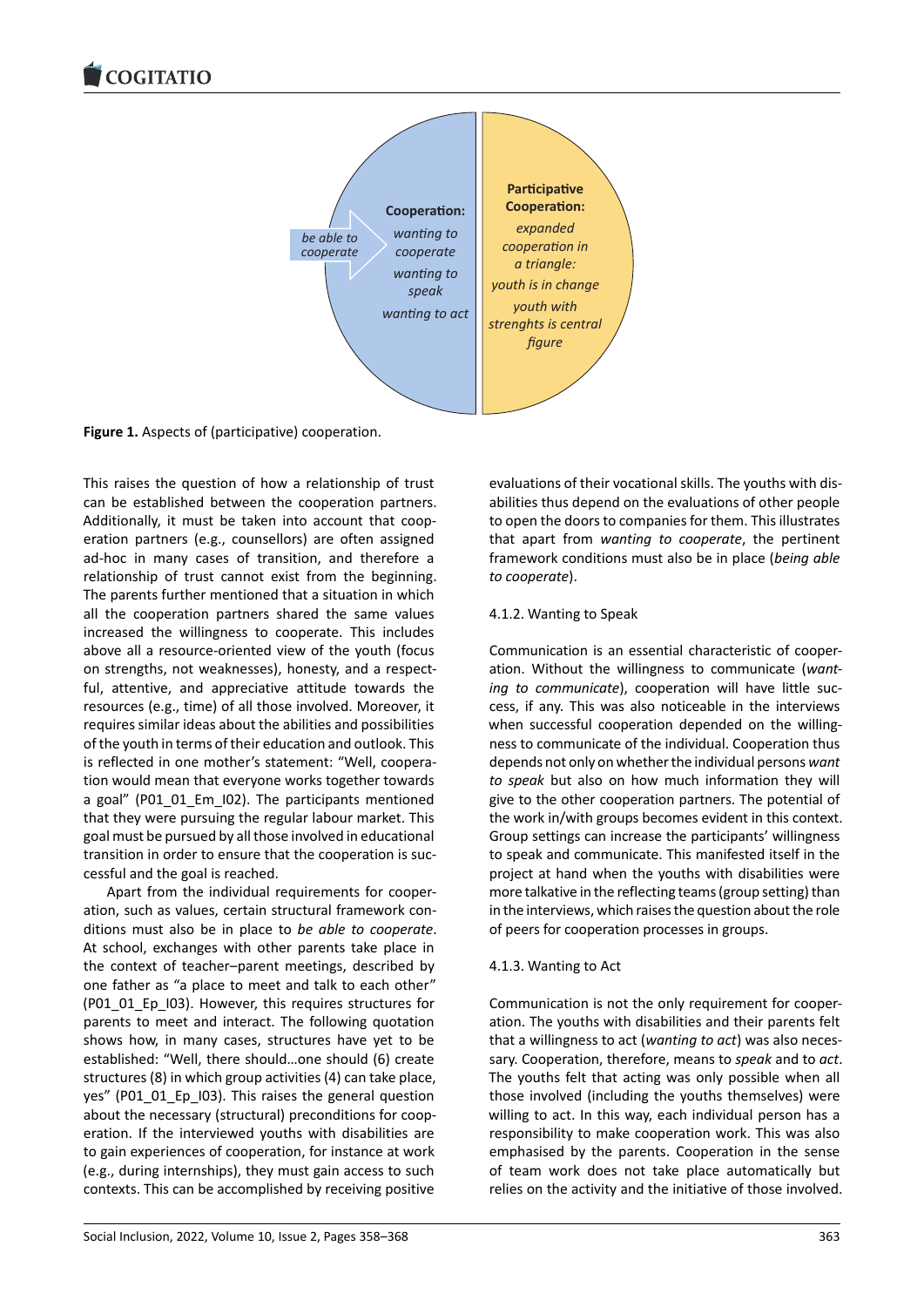Figure 1. Aspects of (participative) cooperation.

This raises the question of how a relationship of trust can be established between the cooperation partners. Additionally, it must be taken into account that cooperation partners (e.g., counsellors) are often assigned ad-hoc in many cases of transition, and therefore a relationship of trust cannot exist from the beginning. The parents further mentioned that a situation in which all the cooperation partners shared the same values increased the willingness to cooperate. This includes above all a resource-oriented view of the youth (focus on strengths, not weaknesses), honesty, and a respectful, attentive, and appreciative attitude towards the resources (e.g., time) of all those involved. Moreover, it requires similar ideas about the abilities and possibilities of the youth in terms of their education and outlook. This is reflected in one mother's statement: "Well, cooperation would mean that everyone works together towards a goal" (P01_01_Em_I02). The participants mentioned that they were pursuing the regular labour market. This goal must be pursued by all those involved in educational transition in order to ensure that the cooperation is successful and the goal is reached.

Apart from the individual requirements for cooperation, such as values, certain structural framework conditions must also be in place to *be able to cooperate*. At school, exchanges with other parents take place in the context of teacher–parent meetings, described by one father as "a place to meet and talk to each other" (P01_01_Ep_I03). However, this requires structures for parents to meet and interact. The following quotation shows how, in many cases, structures have yet to be established: "Well, there should…one should (6) create structures (8) in which group activities (4) can take place, yes" (P01_01_Ep_I03). This raises the general question about the necessary (structural) preconditions for cooperation. If the interviewed youths with disabilities are to gain experiences of cooperation, for instance at work (e.g., during internships), they must gain access to such contexts. This can be accomplished by receiving positive evaluations of their vocational skills. The youths with disabilities thus depend on the evaluations of other people to open the doors to companies for them. This illustrates that apart from *wanting to cooperate*, the pertinent framework conditions must also be in place (*being able to cooperate*).

#### 4.1.2. Wanting to Speak

Communication is an essential characteristic of cooperation. Without the willingness to communicate (*wanting to communicate*), cooperation will have little success, if any. This was also noticeable in the interviews when successful cooperation depended on the willingness to communicate of the individual. Cooperation thus depends not only on whether the individual persons *want to speak* but also on how much information they will give to the other cooperation partners. The potential of the work in/with groups becomes evident in this context. Group settings can increase the participants' willingness to speak and communicate. This manifested itself in the project at hand when the youths with disabilities were more talkative in the reflecting teams (group setting) than in the interviews, which raises the question about the role of peers for cooperation processes in groups.

#### 4.1.3. Wanting to Act

Communication is not the only requirement for cooperation. The youths with disabilities and their parents felt that a willingness to act (*wanting to act*) was also necessary. Cooperation, therefore, means to *speak* and to *act*. The youths felt that acting was only possible when all those involved (including the youths themselves) were willing to act. In this way, each individual person has a responsibility to make cooperation work. This was also emphasised by the parents. Cooperation in the sense of team work does not take place automatically but relies on the activity and the initiative of those involved.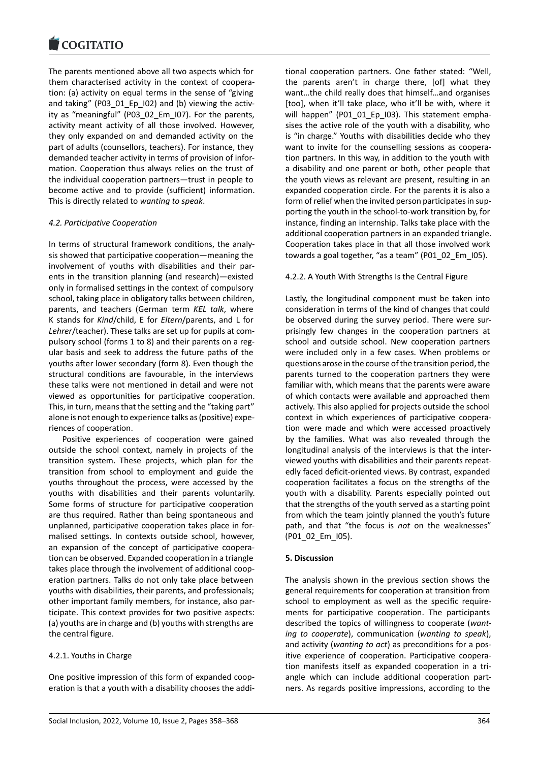The parents mentioned above all two aspects which for them characterised activity in the context of cooperation: (a) activity on equal terms in the sense of "giving and taking" (P03_01_Ep_I02) and (b) viewing the activity as "meaningful" (P03_02_Em_I07). For the parents, activity meant activity of all those involved. However, they only expanded on and demanded activity on the part of adults (counsellors, teachers). For instance, they demanded teacher activity in terms of provision of information. Cooperation thus always relies on the trust of the individual cooperation partners—trust in people to become active and to provide (sufficient) information. This is directly related to *wanting to speak*.

### 4.2. Participative Cooperation

In terms of structural framework conditions, the analysis showed that participative cooperation—meaning the involvement of youths with disabilities and their parents in the transition planning (and research)—existed only in formalised settings in the context of compulsory school, taking place in obligatory talks between children, parents, and teachers (German term *KEL talk*, where K stands for *Kind*/child, E for *Eltern*/parents, and L for *Lehrer*/teacher). These talks are set up for pupils at compulsory school (forms 1 to 8) and their parents on a regular basis and seek to address the future paths of the youths after lower secondary (form 8). Even though the structural conditions are favourable, in the interviews these talks were not mentioned in detail and were not viewed as opportunities for participative cooperation. This, in turn, means that the setting and the "taking part" alone is not enough to experience talks as (positive) experiences of cooperation.

Positive experiences of cooperation were gained outside the school context, namely in projects of the transition system. These projects, which plan for the transition from school to employment and guide the youths throughout the process, were accessed by the youths with disabilities and their parents voluntarily. Some forms of structure for participative cooperation are thus required. Rather than being spontaneous and unplanned, participative cooperation takes place in formalised settings. In contexts outside school, however, an expansion of the concept of participative cooperation can be observed. Expanded cooperation in a triangle takes place through the involvement of additional cooperation partners. Talks do not only take place between youths with disabilities, their parents, and professionals; other important family members, for instance, also participate. This context provides for two positive aspects: (a) youths are in charge and (b) youths with strengths are the central figure.

#### 4.2.1. Youths in Charge

One positive impression of this form of expanded cooperation is that a youth with a disability chooses the additional cooperation partners. One father stated: "Well, the parents aren't in charge there, [of] what they want…the child really does that himself…and organises [too], when it'll take place, who it'll be with, where it will happen" (P01_01_Ep_I03). This statement emphasises the active role of the youth with a disability, who is "in charge." Youths with disabilities decide who they want to invite for the counselling sessions as cooperation partners. In this way, in addition to the youth with a disability and one parent or both, other people that the youth views as relevant are present, resulting in an expanded cooperation circle. For the parents it is also a form of relief when the invited person participates in supporting the youth in the school-to-work transition by, for instance, finding an internship. Talks take place with the additional cooperation partners in an expanded triangle. Cooperation takes place in that all those involved work towards a goal together, "as a team" (P01_02_Em_I05).

#### 4.2.2. A Youth With Strengths Is the Central Figure

Lastly, the longitudinal component must be taken into consideration in terms of the kind of changes that could be observed during the survey period. There were surprisingly few changes in the cooperation partners at school and outside school. New cooperation partners were included only in a few cases. When problems or questions arose in the course of the transition period, the parents turned to the cooperation partners they were familiar with, which means that the parents were aware of which contacts were available and approached them actively. This also applied for projects outside the school context in which experiences of participative cooperation were made and which were accessed proactively by the families. What was also revealed through the longitudinal analysis of the interviews is that the interviewed youths with disabilities and their parents repeatedly faced deficit-oriented views. By contrast, expanded cooperation facilitates a focus on the strengths of the youth with a disability. Parents especially pointed out that the strengths of the youth served as a starting point from which the team jointly planned the youth's future path, and that "the focus is *not* on the weaknesses" (P01_02_Em_I05).

## 5. Discussion

The analysis shown in the previous section shows the general requirements for cooperation at transition from school to employment as well as the specific requirements for participative cooperation. The participants described the topics of willingness to cooperate (*wanting to cooperate*), communication (*wanting to speak*), and activity (*wanting to act*) as preconditions for a positive experience of cooperation. Participative cooperation manifests itself as expanded cooperation in a triangle which can include additional cooperation partners. As regards positive impressions, according to the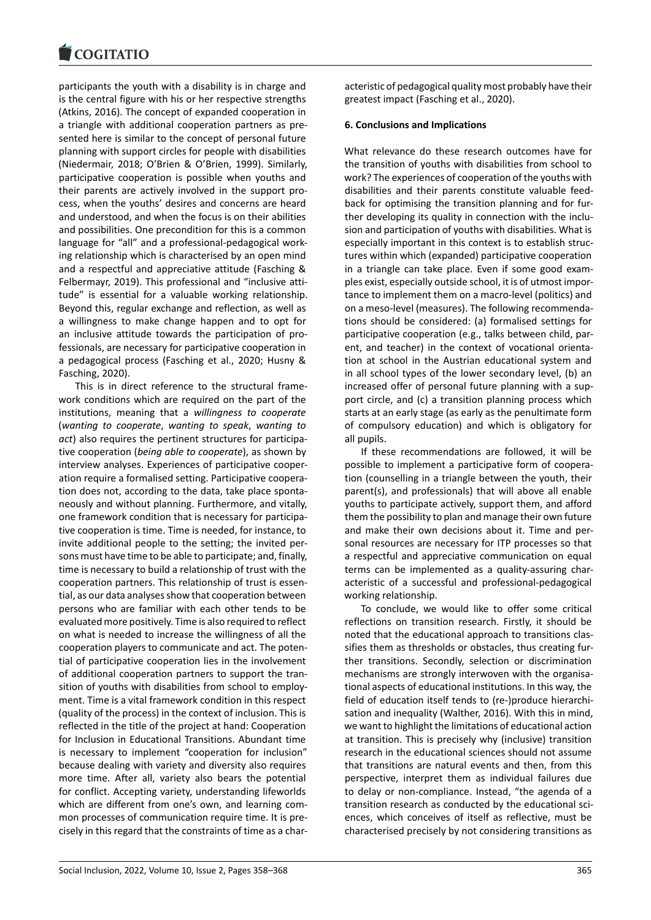participants the youth with a disability is in charge and is the central figure with his or her respective strengths (Atkins, 2016). The concept of expanded cooperation in a triangle with additional cooperation partners as presented here is similar to the concept of personal future planning with support circles for people with disabilities (Niedermair, 2018; O'Brien & O'Brien, 1999). Similarly, participative cooperation is possible when youths and their parents are actively involved in the support process, when the youths' desires and concerns are heard and understood, and when the focus is on their abilities and possibilities. One precondition for this is a common language for "all" and a professional-pedagogical working relationship which is characterised by an open mind and a respectful and appreciative attitude (Fasching & Felbermayr, 2019). This professional and "inclusive attitude" is essential for a valuable working relationship. Beyond this, regular exchange and reflection, as well as a willingness to make change happen and to opt for an inclusive attitude towards the participation of professionals, are necessary for participative cooperation in a pedagogical process (Fasching et al., 2020; Husny & Fasching, 2020).

This is in direct reference to the structural framework conditions which are required on the part of the institutions, meaning that a *willingness to cooperate* (*wanting to cooperate*, *wanting to speak*, *wanting to act*) also requires the pertinent structures for participative cooperation (*being able to cooperate*), as shown by interview analyses. Experiences of participative cooperation require a formalised setting. Participative cooperation does not, according to the data, take place spontaneously and without planning. Furthermore, and vitally, one framework condition that is necessary for participative cooperation is time. Time is needed, for instance, to invite additional people to the setting; the invited persons must have time to be able to participate; and, finally, time is necessary to build a relationship of trust with the cooperation partners. This relationship of trust is essential, as our data analyses show that cooperation between persons who are familiar with each other tends to be evaluated more positively. Time is also required to reflect on what is needed to increase the willingness of all the cooperation players to communicate and act. The potential of participative cooperation lies in the involvement of additional cooperation partners to support the transition of youths with disabilities from school to employment. Time is a vital framework condition in this respect (quality of the process) in the context of inclusion. This is reflected in the title of the project at hand: Cooperation for Inclusion in Educational Transitions. Abundant time is necessary to implement "cooperation for inclusion" because dealing with variety and diversity also requires more time. After all, variety also bears the potential for conflict. Accepting variety, understanding lifeworlds which are different from one's own, and learning common processes of communication require time. It is precisely in this regard that the constraints of time as a characteristic of pedagogical quality most probably have their greatest impact (Fasching et al., 2020).

## 6. Conclusions and Implications

What relevance do these research outcomes have for the transition of youths with disabilities from school to work? The experiences of cooperation of the youths with disabilities and their parents constitute valuable feedback for optimising the transition planning and for further developing its quality in connection with the inclusion and participation of youths with disabilities. What is especially important in this context is to establish structures within which (expanded) participative cooperation in a triangle can take place. Even if some good examples exist, especially outside school, it is of utmost importance to implement them on a macro-level (politics) and on a meso-level (measures). The following recommendations should be considered: (a) formalised settings for participative cooperation (e.g., talks between child, parent, and teacher) in the context of vocational orientation at school in the Austrian educational system and in all school types of the lower secondary level, (b) an increased offer of personal future planning with a support circle, and (c) a transition planning process which starts at an early stage (as early as the penultimate form of compulsory education) and which is obligatory for all pupils.

If these recommendations are followed, it will be possible to implement a participative form of cooperation (counselling in a triangle between the youth, their parent(s), and professionals) that will above all enable youths to participate actively, support them, and afford them the possibility to plan and manage their own future and make their own decisions about it. Time and personal resources are necessary for ITP processes so that a respectful and appreciative communication on equal terms can be implemented as a quality-assuring characteristic of a successful and professional-pedagogical working relationship.

To conclude, we would like to offer some critical reflections on transition research. Firstly, it should be noted that the educational approach to transitions classifies them as thresholds or obstacles, thus creating further transitions. Secondly, selection or discrimination mechanisms are strongly interwoven with the organisational aspects of educational institutions. In this way, the field of education itself tends to (re-)produce hierarchisation and inequality (Walther, 2016). With this in mind, we want to highlight the limitations of educational action at transition. This is precisely why (inclusive) transition research in the educational sciences should not assume that transitions are natural events and then, from this perspective, interpret them as individual failures due to delay or non-compliance. Instead, "the agenda of a transition research as conducted by the educational sciences, which conceives of itself as reflective, must be characterised precisely by not considering transitions as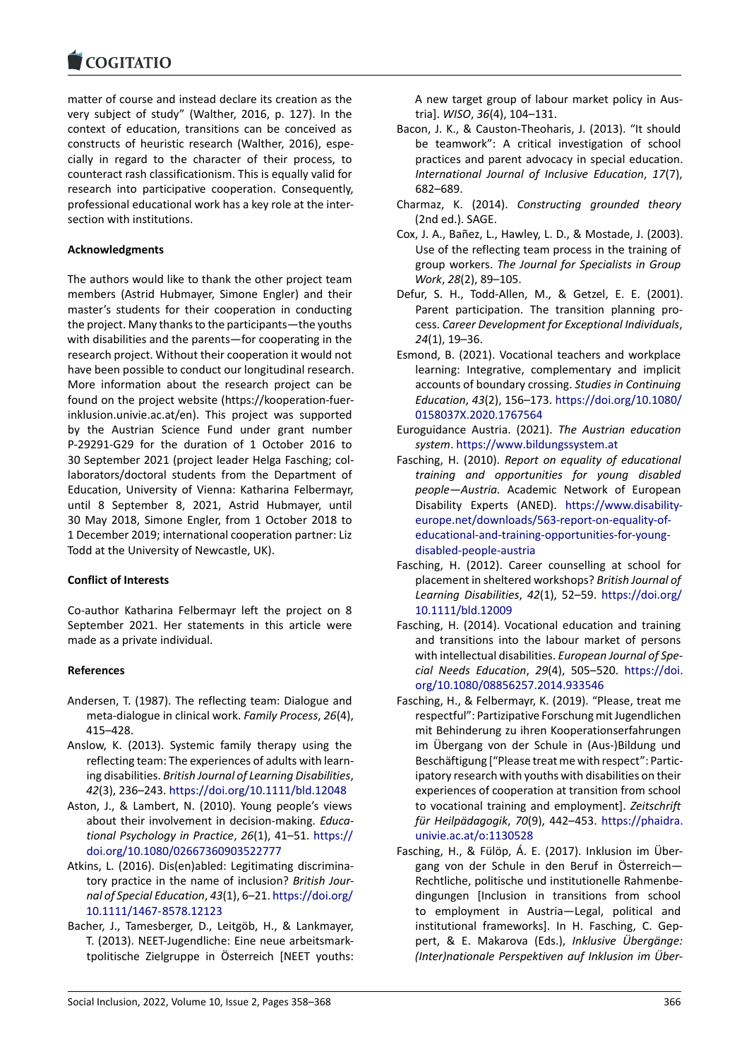matter of course and instead declare its creation as the very subject of study" (Walther, 2016, p. 127). In the context of education, transitions can be conceived as constructs of heuristic research (Walther, 2016), especially in regard to the character of their process, to counteract rash classificationism. This is equally valid for research into participative cooperation. Consequently, professional educational work has a key role at the intersection with institutions.

## Acknowledgments

The authors would like to thank the other project team members (Astrid Hubmayer, Simone Engler) and their master's students for their cooperation in conducting the project. Many thanks to the participants—the youths with disabilities and the parents—for cooperating in the research project. Without their cooperation it would not have been possible to conduct our longitudinal research. More information about the research project can be found on the project website (https://kooperation-fuer-inklusion.univie.ac.at/en). This project was supported by the Austrian Science Fund under grant number P-29291-G29 for the duration of 1 October 2016 to 30 September 2021 (project leader Helga Fasching; collaborators/doctoral students from the Department of Education, University of Vienna: Katharina Felbermayr, until 8 September 8, 2021, Astrid Hubmayer, until 30 May 2018, Simone Engler, from 1 October 2018 to 1 December 2019; international cooperation partner: Liz Todd at the University of Newcastle, UK).

## Conflict of Interests

Co-author Katharina Felbermayr left the project on 8 September 2021. Her statements in this article were made as a private individual.

## References

Andersen, T. (1987). The reflecting team: Dialogue and meta-dialogue in clinical work. *Family Process*, *26*(4), 415–428.

Anslow, K. (2013). Systemic family therapy using the reflecting team: The experiences of adults with learning disabilities. *British Journal of Learning Disabilities*, *42*(3), 236–243. https://doi.org/10.1111/bld.12048

Aston, J., & Lambert, N. (2010). Young people's views about their involvement in decision-making. *Educational Psychology in Practice*, *26*(1), 41–51. https://doi.org/10.1080/02667360903522777

Atkins, L. (2016). Dis(en)abled: Legitimating discriminatory practice in the name of inclusion? *British Journal of Special Education*, *43*(1), 6–21. https://doi.org/10.1111/1467-8578.12123

Bacher, J., Tamesberger, D., Leitgöb, H., & Lankmayer, T. (2013). NEET-Jugendliche: Eine neue arbeitsmarktpolitische Zielgruppe in Österreich [NEET youths: A new target group of labour market policy in Austria]. *WISO*, *36*(4), 104–131.

Bacon, J. K., & Causton-Theoharis, J. (2013). "It should be teamwork": A critical investigation of school practices and parent advocacy in special education. *International Journal of Inclusive Education*, *17*(7), 682–689.

Charmaz, K. (2014). *Constructing grounded theory* (2nd ed.). SAGE.

Cox, J. A., Bañez, L., Hawley, L. D., & Mostade, J. (2003). Use of the reflecting team process in the training of group workers. *The Journal for Specialists in Group Work*, *28*(2), 89–105.

Defur, S. H., Todd-Allen, M., & Getzel, E. E. (2001). Parent participation. The transition planning process. *Career Development for Exceptional Individuals*, *24*(1), 19–36.

Esmond, B. (2021). Vocational teachers and workplace learning: Integrative, complementary and implicit accounts of boundary crossing. *Studies in Continuing Education*, *43*(2), 156–173. https://doi.org/10.1080/0158037X.2020.1767564

Euroguidance Austria. (2021). *The Austrian education system*. https://www.bildungssystem.at

Fasching, H. (2010). *Report on equality of educational training and opportunities for young disabled people—Austria.* Academic Network of European Disability Experts (ANED). https://www.disability-europe.net/downloads/563-report-on-equality-of-educational-and-training-opportunities-for-young-disabled-people-austria

Fasching, H. (2012). Career counselling at school for placement in sheltered workshops? *British Journal of Learning Disabilities*, *42*(1), 52–59. https://doi.org/10.1111/bld.12009

Fasching, H. (2014). Vocational education and training and transitions into the labour market of persons with intellectual disabilities. *European Journal of Special Needs Education*, *29*(4), 505–520. https://doi.org/10.1080/08856257.2014.933546

Fasching, H., & Felbermayr, K. (2019). "Please, treat me respectful": Partizipative Forschung mit Jugendlichen mit Behinderung zu ihren Kooperationserfahrungen im Übergang von der Schule in (Aus-)Bildung und Beschäftigung ["Please treat me with respect": Participatory research with youths with disabilities on their experiences of cooperation at transition from school to vocational training and employment]. *Zeitschrift für Heilpädagogik*, *70*(9), 442–453. https://phaidra.univie.ac.at/o:1130528

Fasching, H., & Fülöp, Á. E. (2017). Inklusion im Übergang von der Schule in den Beruf in Österreich—Rechtliche, politische und institutionelle Rahmenbedingungen [Inclusion in transitions from school to employment in Austria—Legal, political and institutional frameworks]. In H. Fasching, C. Geppert, & E. Makarova (Eds.), *Inklusive Übergänge: (Inter)nationale Perspektiven auf Inklusion im Über-*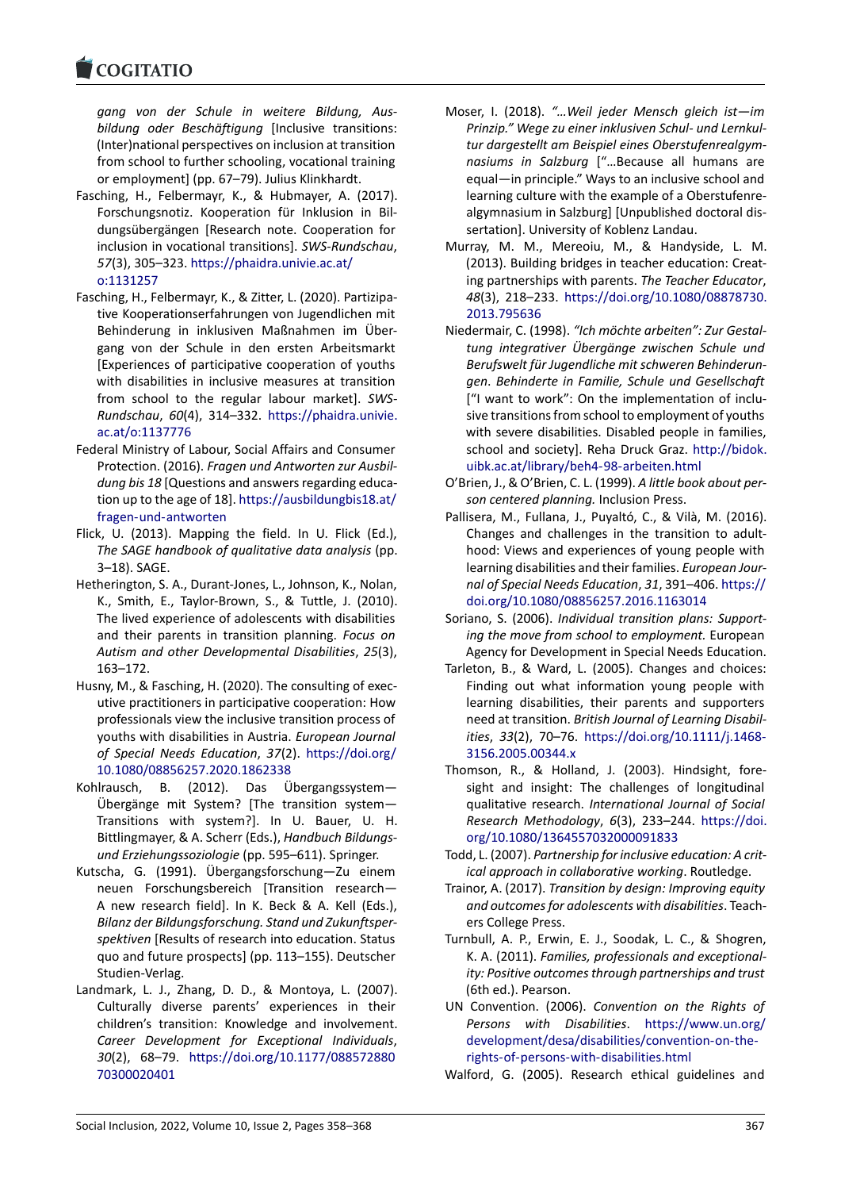*gang von der Schule in weitere Bildung, Ausbildung oder Beschäftigung* [Inclusive transitions: (Inter)national perspectives on inclusion at transition from school to further schooling, vocational training or employment] (pp. 67–79). Julius Klinkhardt.

Fasching, H., Felbermayr, K., & Hubmayer, A. (2017). Forschungsnotiz. Kooperation für Inklusion in Bildungsübergängen [Research note. Cooperation for inclusion in vocational transitions]. *SWS-Rundschau*, *57*(3), 305–323. https://phaidra.univie.ac.at/o:1131257

Fasching, H., Felbermayr, K., & Zitter, L. (2020). Partizipative Kooperationserfahrungen von Jugendlichen mit Behinderung in inklusiven Maßnahmen im Übergang von der Schule in den ersten Arbeitsmarkt [Experiences of participative cooperation of youths with disabilities in inclusive measures at transition from school to the regular labour market]. *SWS-Rundschau*, *60*(4), 314–332. https://phaidra.univie.ac.at/o:1137776

Federal Ministry of Labour, Social Affairs and Consumer Protection. (2016). *Fragen und Antworten zur Ausbildung bis 18* [Questions and answers regarding education up to the age of 18]. https://ausbildungbis18.at/fragen-und-antworten

Flick, U. (2013). Mapping the field. In U. Flick (Ed.), *The SAGE handbook of qualitative data analysis* (pp. 3–18). SAGE.

Hetherington, S. A., Durant-Jones, L., Johnson, K., Nolan, K., Smith, E., Taylor-Brown, S., & Tuttle, J. (2010). The lived experience of adolescents with disabilities and their parents in transition planning. *Focus on Autism and other Developmental Disabilities*, *25*(3), 163–172.

Husny, M., & Fasching, H. (2020). The consulting of executive practitioners in participative cooperation: How professionals view the inclusive transition process of youths with disabilities in Austria. *European Journal of Special Needs Education*, *37*(2). https://doi.org/10.1080/08856257.2020.1862338

Kohlrausch, B. (2012). Das Übergangssystem—Übergänge mit System? [The transition system—Transitions with system?]. In U. Bauer, U. H. Bittlingmayer, & A. Scherr (Eds.), *Handbuch Bildungs- und Erziehungssoziologie* (pp. 595–611). Springer.

Kutscha, G. (1991). Übergangsforschung—Zu einem neuen Forschungsbereich [Transition research—A new research field]. In K. Beck & A. Kell (Eds.), *Bilanz der Bildungsforschung. Stand und Zukunftsperspektiven* [Results of research into education. Status quo and future prospects] (pp. 113–155). Deutscher Studien-Verlag.

Landmark, L. J., Zhang, D. D., & Montoya, L. (2007). Culturally diverse parents' experiences in their children's transition: Knowledge and involvement. *Career Development for Exceptional Individuals*, *30*(2), 68–79. https://doi.org/10.1177/08857288070300020401

Moser, I. (2018). *"…Weil jeder Mensch gleich ist—im Prinzip." Wege zu einer inklusiven Schul- und Lernkultur dargestellt am Beispiel eines Oberstufenrealgymnasiums in Salzburg* ["…Because all humans are equal—in principle." Ways to an inclusive school and learning culture with the example of a Oberstufenrealgymnasium in Salzburg] [Unpublished doctoral dissertation]. University of Koblenz Landau.

Murray, M. M., Mereoiu, M., & Handyside, L. M. (2013). Building bridges in teacher education: Creating partnerships with parents. *The Teacher Educator*, *48*(3), 218–233. https://doi.org/10.1080/08878730.2013.795636

Niedermair, C. (1998). *"Ich möchte arbeiten": Zur Gestaltung integrativer Übergänge zwischen Schule und Berufswelt für Jugendliche mit schweren Behinderungen. Behinderte in Familie, Schule und Gesellschaft* ["I want to work": On the implementation of inclusive transitions from school to employment of youths with severe disabilities. Disabled people in families, school and society]. Reha Druck Graz. http://bidok.uibk.ac.at/library/beh4-98-arbeiten.html

O'Brien, J., & O'Brien, C. L. (1999). *A little book about person centered planning.* Inclusion Press.

Pallisera, M., Fullana, J., Puyaltó, C., & Vilà, M. (2016). Changes and challenges in the transition to adulthood: Views and experiences of young people with learning disabilities and their families. *European Journal of Special Needs Education*, *31*, 391–406. https://doi.org/10.1080/08856257.2016.1163014

Soriano, S. (2006). *Individual transition plans: Supporting the move from school to employment.* European Agency for Development in Special Needs Education.

Tarleton, B., & Ward, L. (2005). Changes and choices: Finding out what information young people with learning disabilities, their parents and supporters need at transition. *British Journal of Learning Disabilities*, *33*(2), 70–76. https://doi.org/10.1111/j.1468-3156.2005.00344.x

Thomson, R., & Holland, J. (2003). Hindsight, foresight and insight: The challenges of longitudinal qualitative research. *International Journal of Social Research Methodology*, *6*(3), 233–244. https://doi.org/10.1080/1364557032000091833

Todd, L. (2007). *Partnership for inclusive education: A critical approach in collaborative working*. Routledge.

Trainor, A. (2017). *Transition by design: Improving equity and outcomes for adolescents with disabilities*. Teachers College Press.

Turnbull, A. P., Erwin, E. J., Soodak, L. C., & Shogren, K. A. (2011). *Families, professionals and exceptionality: Positive outcomes through partnerships and trust* (6th ed.). Pearson.

UN Convention. (2006). *Convention on the Rights of Persons with Disabilities*. https://www.un.org/development/desa/disabilities/convention-on-the-rights-of-persons-with-disabilities.html

Walford, G. (2005). Research ethical guidelines and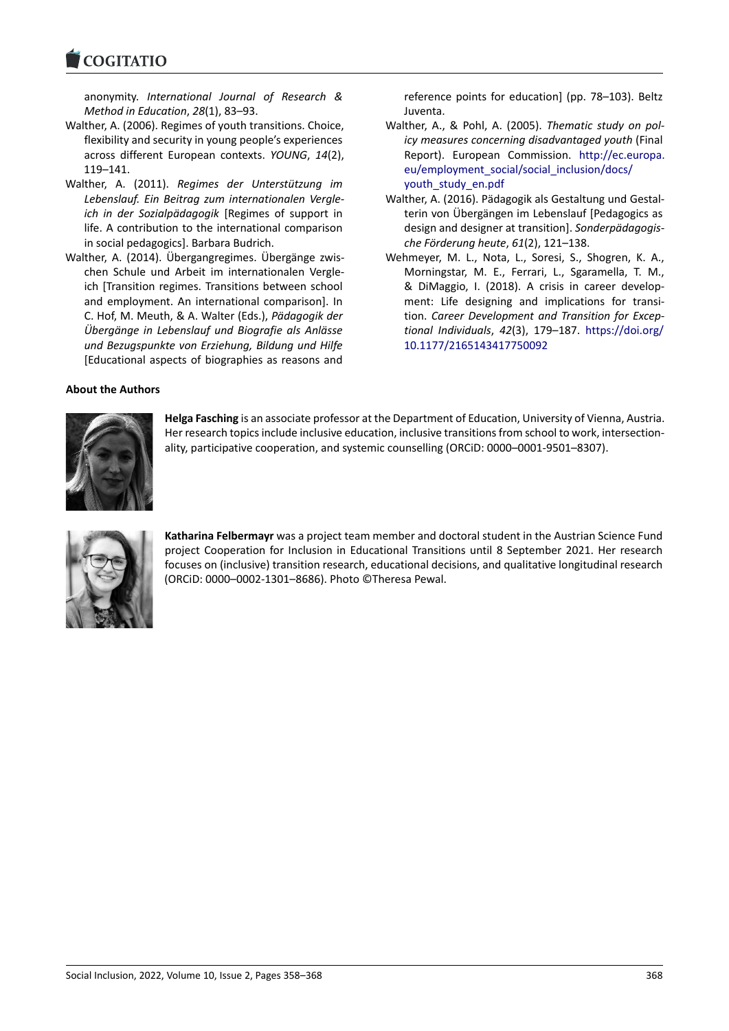anonymity. *International Journal of Research & Method in Education*, *28*(1), 83–93.

Walther, A. (2006). Regimes of youth transitions. Choice, flexibility and security in young people's experiences across different European contexts. *YOUNG*, *14*(2), 119–141.

Walther, A. (2011). *Regimes der Unterstützung im Lebenslauf. Ein Beitrag zum internationalen Vergleich in der Sozialpädagogik* [Regimes of support in life. A contribution to the international comparison in social pedagogics]. Barbara Budrich.

Walther, A. (2014). Übergangregimes. Übergänge zwischen Schule und Arbeit im internationalen Vergleich [Transition regimes. Transitions between school and employment. An international comparison]. In C. Hof, M. Meuth, & A. Walter (Eds.), *Pädagogik der Übergänge in Lebenslauf und Biografie als Anlässe und Bezugspunkte von Erziehung, Bildung und Hilfe* [Educational aspects of biographies as reasons and reference points for education] (pp. 78–103). Beltz Juventa.

Walther, A., & Pohl, A. (2005). *Thematic study on policy measures concerning disadvantaged youth* (Final Report). European Commission. http://ec.europa.eu/employment_social/social_inclusion/docs/youth_study_en.pdf

Walther, A. (2016). Pädagogik als Gestaltung und Gestalterin von Übergängen im Lebenslauf [Pedagogics as design and designer at transition]. *Sonderpädagogische Förderung heute*, *61*(2), 121–138.

Wehmeyer, M. L., Nota, L., Soresi, S., Shogren, K. A., Morningstar, M. E., Ferrari, L., Sgaramella, T. M., & DiMaggio, I. (2018). A crisis in career development: Life designing and implications for transition. *Career Development and Transition for Exceptional Individuals*, *42*(3), 179–187. https://doi.org/10.1177/2165143417750092

**About the Authors**

**Helga Fasching** is an associate professor at the Department of Education, University of Vienna, Austria. Her research topics include inclusive education, inclusive transitions from school to work, intersectionality, participative cooperation, and systemic counselling (ORCiD: 0000–0001-9501–8307).

**Katharina Felbermayr** was a project team member and doctoral student in the Austrian Science Fund project Cooperation for Inclusion in Educational Transitions until 8 September 2021. Her research focuses on (inclusive) transition research, educational decisions, and qualitative longitudinal research (ORCiD: 0000–0002-1301–8686). Photo ©Theresa Pewal.